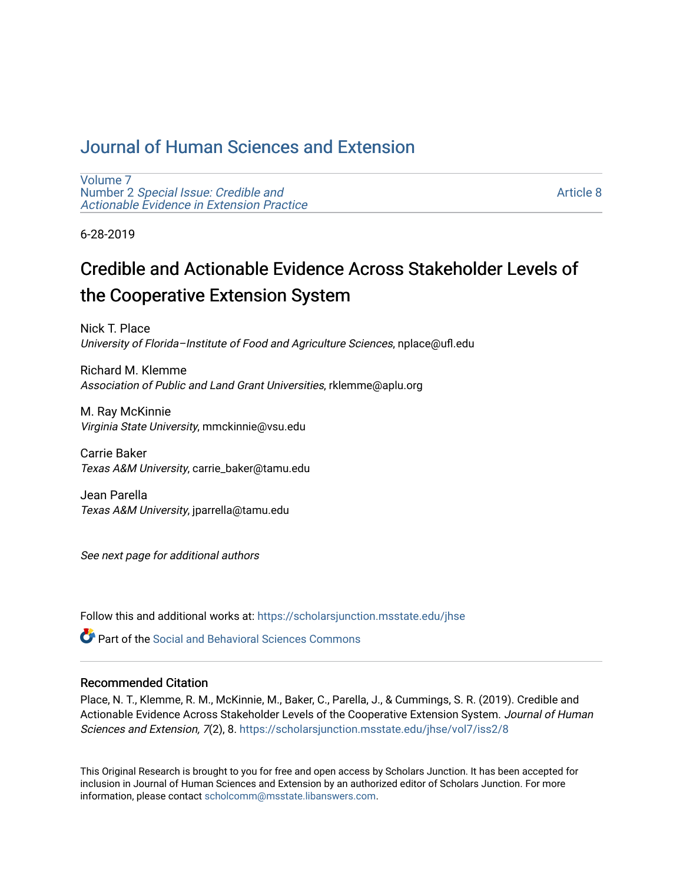# Journal of Human Sciences and Extension

Volume 7
Number 2 *Special Issue: Credible and Actionable Evidence in Extension Practice*

Article 8

6-28-2019

## Credible and Actionable Evidence Across Stakeholder Levels of the Cooperative Extension System

Nick T. Place
*University of Florida–Institute of Food and Agriculture Sciences*, nplace@ufl.edu

Richard M. Klemme
*Association of Public and Land Grant Universities*, rklemme@aplu.org

M. Ray McKinnie
*Virginia State University*, mmckinnie@vsu.edu

Carrie Baker
*Texas A&M University*, carrie_baker@tamu.edu

Jean Parella
*Texas A&M University*, jparrella@tamu.edu

*See next page for additional authors*

Follow this and additional works at: https://scholarsjunction.msstate.edu/jhse

Part of the Social and Behavioral Sciences Commons

### Recommended Citation

Place, N. T., Klemme, R. M., McKinnie, M., Baker, C., Parella, J., & Cummings, S. R. (2019). Credible and Actionable Evidence Across Stakeholder Levels of the Cooperative Extension System. *Journal of Human Sciences and Extension, 7*(2), 8. https://scholarsjunction.msstate.edu/jhse/vol7/iss2/8

This Original Research is brought to you for free and open access by Scholars Junction. It has been accepted for inclusion in Journal of Human Sciences and Extension by an authorized editor of Scholars Junction. For more information, please contact scholcomm@msstate.libanswers.com.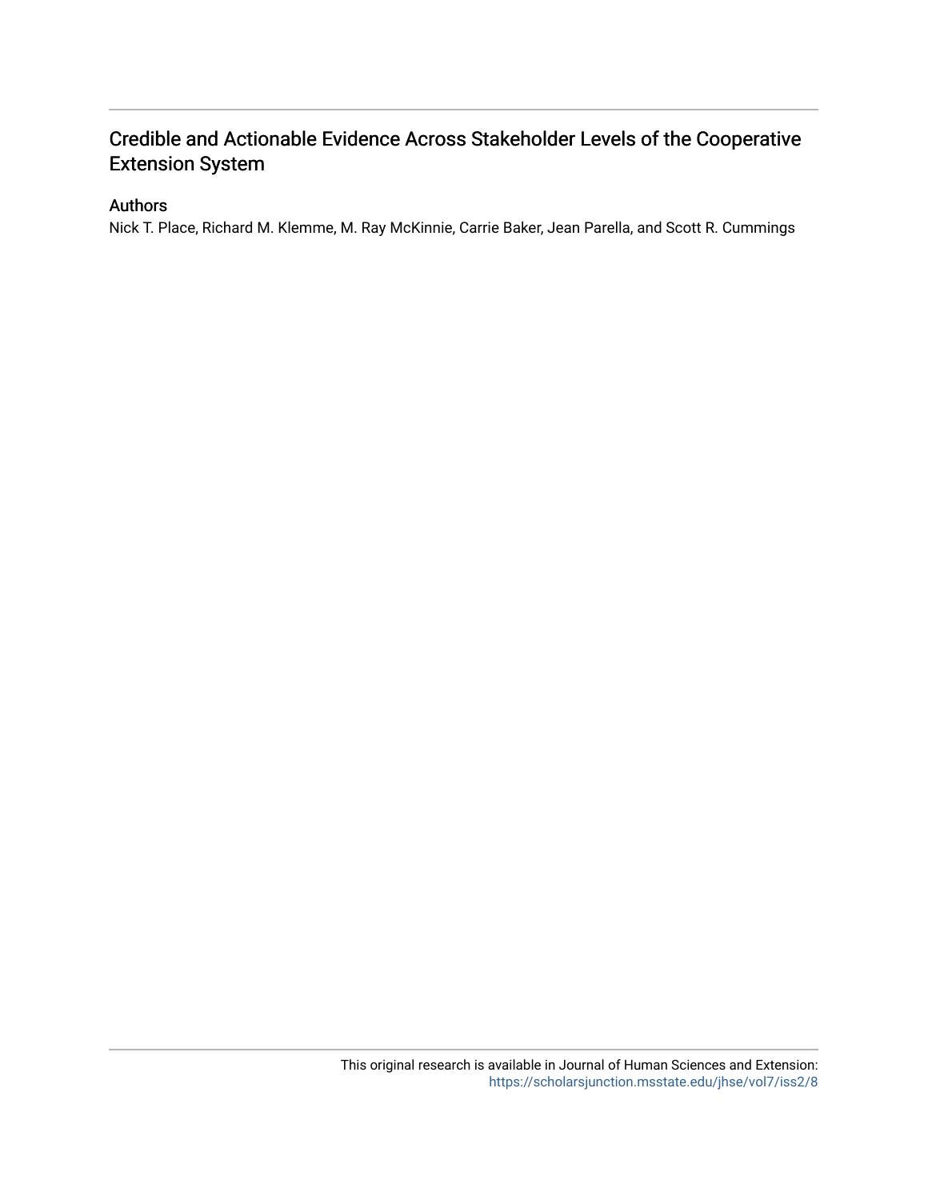# Credible and Actionable Evidence Across Stakeholder Levels of the Cooperative Extension System

## Authors

Nick T. Place, Richard M. Klemme, M. Ray McKinnie, Carrie Baker, Jean Parella, and Scott R. Cummings

This original research is available in Journal of Human Sciences and Extension: https://scholarsjunction.msstate.edu/jhse/vol7/iss2/8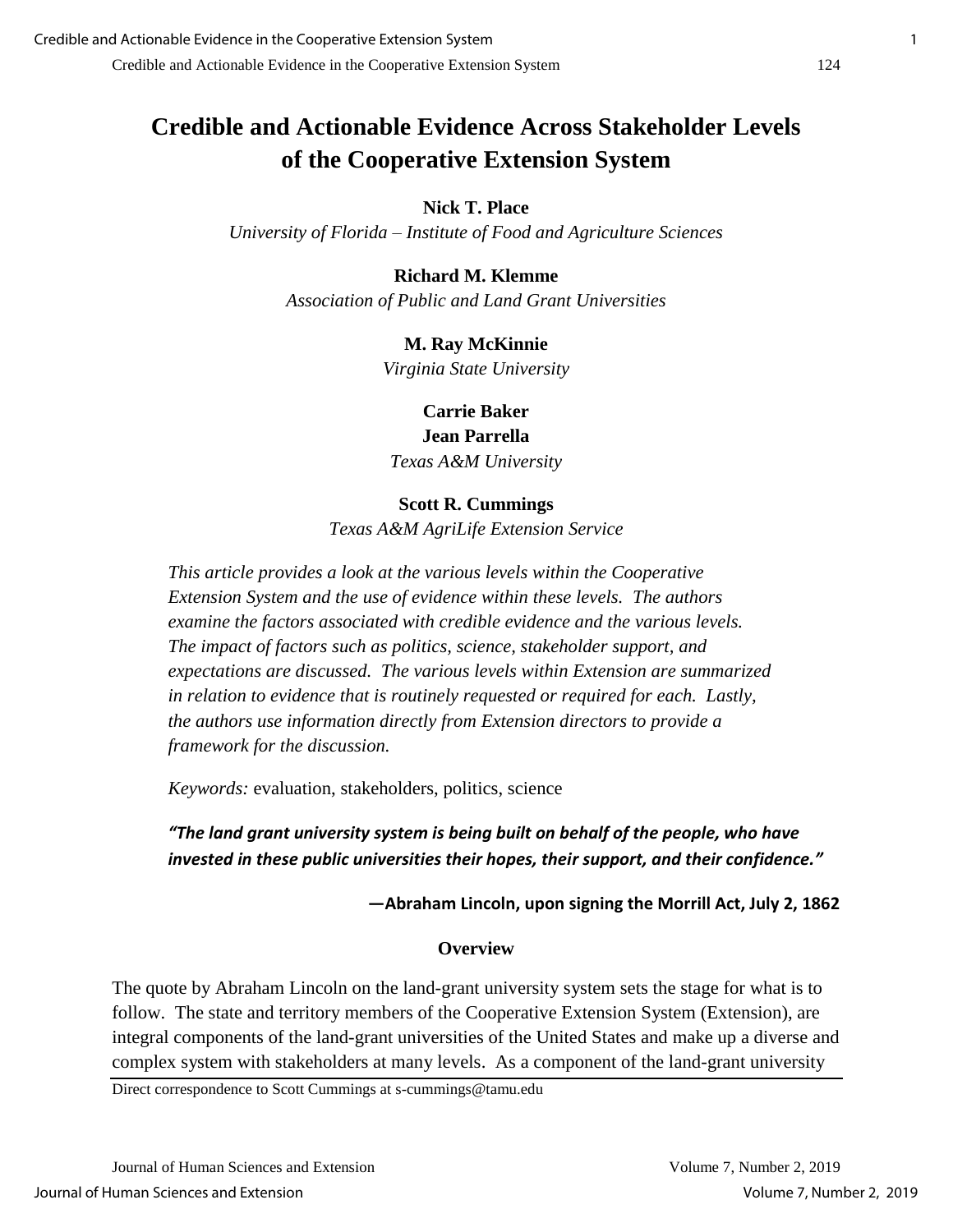# Credible and Actionable Evidence Across Stakeholder Levels of the Cooperative Extension System

**Nick T. Place**
*University of Florida – Institute of Food and Agriculture Sciences*

**Richard M. Klemme**
*Association of Public and Land Grant Universities*

**M. Ray McKinnie**
*Virginia State University*

**Carrie Baker**
**Jean Parrella**
*Texas A&M University*

**Scott R. Cummings**
*Texas A&M AgriLife Extension Service*

*This article provides a look at the various levels within the Cooperative Extension System and the use of evidence within these levels. The authors examine the factors associated with credible evidence and the various levels. The impact of factors such as politics, science, stakeholder support, and expectations are discussed. The various levels within Extension are summarized in relation to evidence that is routinely requested or required for each. Lastly, the authors use information directly from Extension directors to provide a framework for the discussion.*

*Keywords:* evaluation, stakeholders, politics, science

***"The land grant university system is being built on behalf of the people, who have invested in these public universities their hopes, their support, and their confidence."***

**—Abraham Lincoln, upon signing the Morrill Act, July 2, 1862**

## Overview

The quote by Abraham Lincoln on the land-grant university system sets the stage for what is to follow. The state and territory members of the Cooperative Extension System (Extension), are integral components of the land-grant universities of the United States and make up a diverse and complex system with stakeholders at many levels. As a component of the land-grant university

Direct correspondence to Scott Cummings at s-cummings@tamu.edu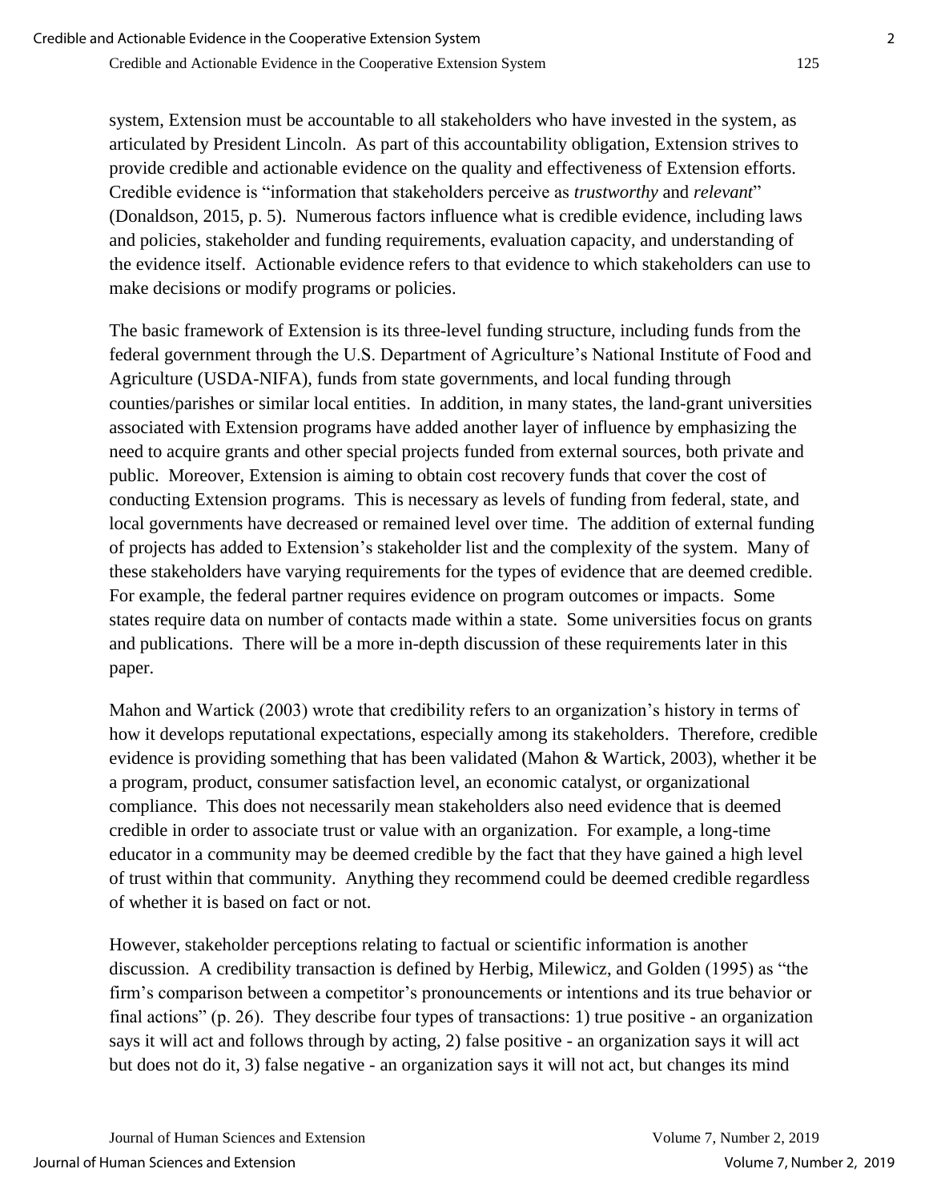system, Extension must be accountable to all stakeholders who have invested in the system, as articulated by President Lincoln. As part of this accountability obligation, Extension strives to provide credible and actionable evidence on the quality and effectiveness of Extension efforts. Credible evidence is "information that stakeholders perceive as *trustworthy* and *relevant*" (Donaldson, 2015, p. 5). Numerous factors influence what is credible evidence, including laws and policies, stakeholder and funding requirements, evaluation capacity, and understanding of the evidence itself. Actionable evidence refers to that evidence to which stakeholders can use to make decisions or modify programs or policies.

The basic framework of Extension is its three-level funding structure, including funds from the federal government through the U.S. Department of Agriculture's National Institute of Food and Agriculture (USDA-NIFA), funds from state governments, and local funding through counties/parishes or similar local entities. In addition, in many states, the land-grant universities associated with Extension programs have added another layer of influence by emphasizing the need to acquire grants and other special projects funded from external sources, both private and public. Moreover, Extension is aiming to obtain cost recovery funds that cover the cost of conducting Extension programs. This is necessary as levels of funding from federal, state, and local governments have decreased or remained level over time. The addition of external funding of projects has added to Extension's stakeholder list and the complexity of the system. Many of these stakeholders have varying requirements for the types of evidence that are deemed credible. For example, the federal partner requires evidence on program outcomes or impacts. Some states require data on number of contacts made within a state. Some universities focus on grants and publications. There will be a more in-depth discussion of these requirements later in this paper.

Mahon and Wartick (2003) wrote that credibility refers to an organization's history in terms of how it develops reputational expectations, especially among its stakeholders. Therefore, credible evidence is providing something that has been validated (Mahon & Wartick, 2003), whether it be a program, product, consumer satisfaction level, an economic catalyst, or organizational compliance. This does not necessarily mean stakeholders also need evidence that is deemed credible in order to associate trust or value with an organization. For example, a long-time educator in a community may be deemed credible by the fact that they have gained a high level of trust within that community. Anything they recommend could be deemed credible regardless of whether it is based on fact or not.

However, stakeholder perceptions relating to factual or scientific information is another discussion. A credibility transaction is defined by Herbig, Milewicz, and Golden (1995) as "the firm's comparison between a competitor's pronouncements or intentions and its true behavior or final actions" (p. 26). They describe four types of transactions: 1) true positive - an organization says it will act and follows through by acting, 2) false positive - an organization says it will act but does not do it, 3) false negative - an organization says it will not act, but changes its mind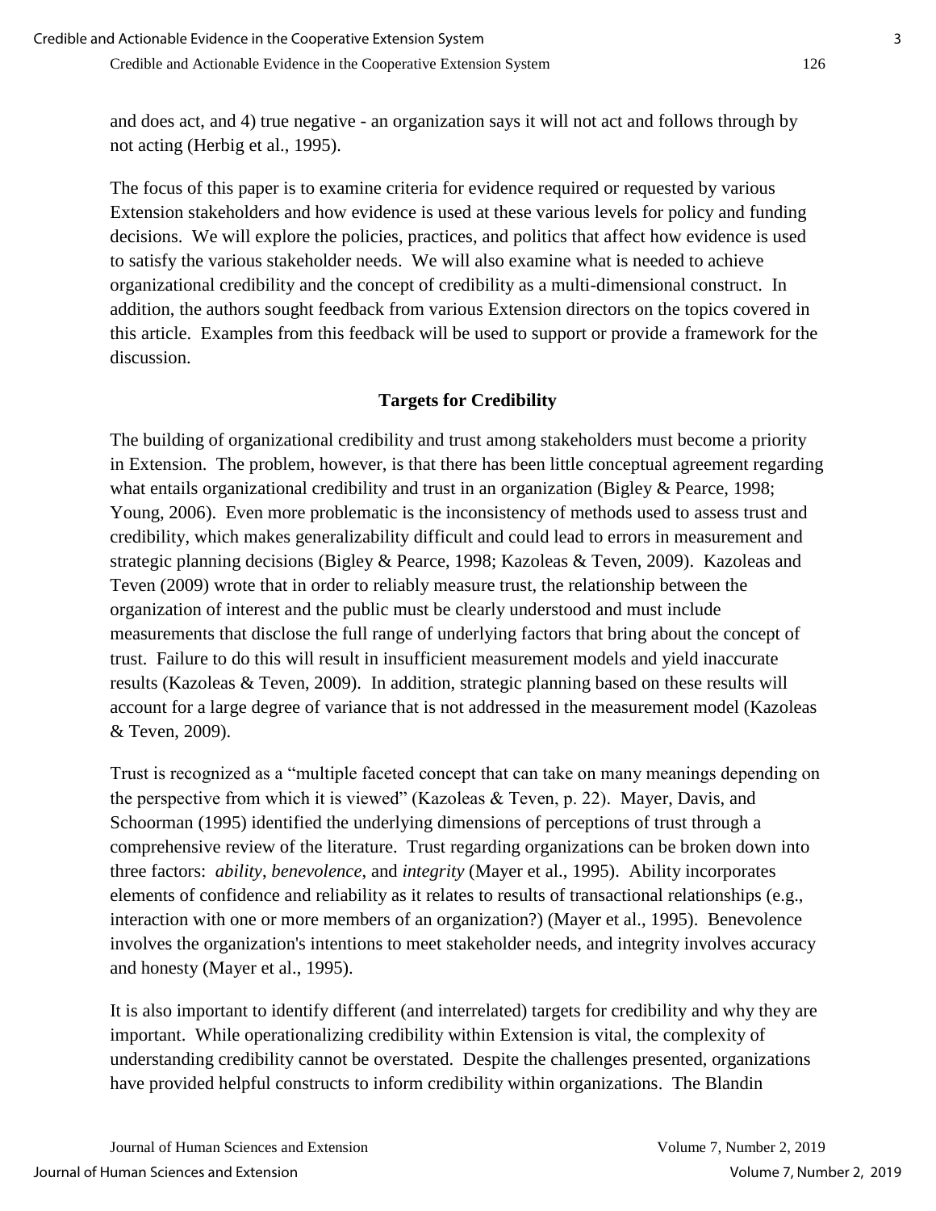and does act, and 4) true negative - an organization says it will not act and follows through by not acting (Herbig et al., 1995).

The focus of this paper is to examine criteria for evidence required or requested by various Extension stakeholders and how evidence is used at these various levels for policy and funding decisions. We will explore the policies, practices, and politics that affect how evidence is used to satisfy the various stakeholder needs. We will also examine what is needed to achieve organizational credibility and the concept of credibility as a multi-dimensional construct. In addition, the authors sought feedback from various Extension directors on the topics covered in this article. Examples from this feedback will be used to support or provide a framework for the discussion.

## Targets for Credibility

The building of organizational credibility and trust among stakeholders must become a priority in Extension. The problem, however, is that there has been little conceptual agreement regarding what entails organizational credibility and trust in an organization (Bigley & Pearce, 1998; Young, 2006). Even more problematic is the inconsistency of methods used to assess trust and credibility, which makes generalizability difficult and could lead to errors in measurement and strategic planning decisions (Bigley & Pearce, 1998; Kazoleas & Teven, 2009). Kazoleas and Teven (2009) wrote that in order to reliably measure trust, the relationship between the organization of interest and the public must be clearly understood and must include measurements that disclose the full range of underlying factors that bring about the concept of trust. Failure to do this will result in insufficient measurement models and yield inaccurate results (Kazoleas & Teven, 2009). In addition, strategic planning based on these results will account for a large degree of variance that is not addressed in the measurement model (Kazoleas & Teven, 2009).

Trust is recognized as a "multiple faceted concept that can take on many meanings depending on the perspective from which it is viewed" (Kazoleas & Teven, p. 22). Mayer, Davis, and Schoorman (1995) identified the underlying dimensions of perceptions of trust through a comprehensive review of the literature. Trust regarding organizations can be broken down into three factors: *ability*, *benevolence*, and *integrity* (Mayer et al., 1995). Ability incorporates elements of confidence and reliability as it relates to results of transactional relationships (e.g., interaction with one or more members of an organization?) (Mayer et al., 1995). Benevolence involves the organization's intentions to meet stakeholder needs, and integrity involves accuracy and honesty (Mayer et al., 1995).

It is also important to identify different (and interrelated) targets for credibility and why they are important. While operationalizing credibility within Extension is vital, the complexity of understanding credibility cannot be overstated. Despite the challenges presented, organizations have provided helpful constructs to inform credibility within organizations. The Blandin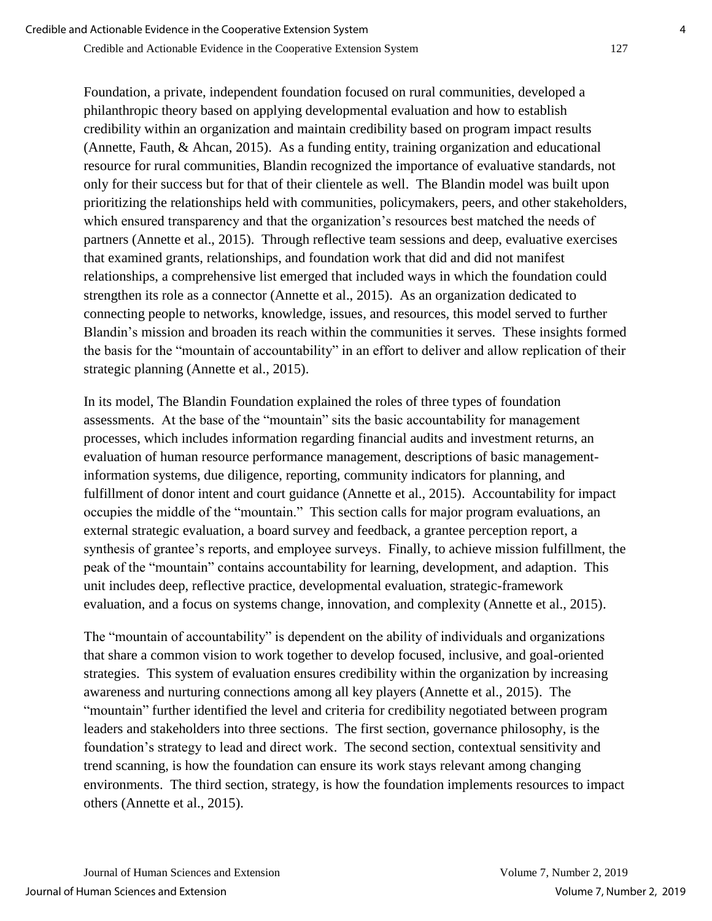Foundation, a private, independent foundation focused on rural communities, developed a philanthropic theory based on applying developmental evaluation and how to establish credibility within an organization and maintain credibility based on program impact results (Annette, Fauth, & Ahcan, 2015). As a funding entity, training organization and educational resource for rural communities, Blandin recognized the importance of evaluative standards, not only for their success but for that of their clientele as well. The Blandin model was built upon prioritizing the relationships held with communities, policymakers, peers, and other stakeholders, which ensured transparency and that the organization's resources best matched the needs of partners (Annette et al., 2015). Through reflective team sessions and deep, evaluative exercises that examined grants, relationships, and foundation work that did and did not manifest relationships, a comprehensive list emerged that included ways in which the foundation could strengthen its role as a connector (Annette et al., 2015). As an organization dedicated to connecting people to networks, knowledge, issues, and resources, this model served to further Blandin's mission and broaden its reach within the communities it serves. These insights formed the basis for the "mountain of accountability" in an effort to deliver and allow replication of their strategic planning (Annette et al., 2015).

In its model, The Blandin Foundation explained the roles of three types of foundation assessments. At the base of the "mountain" sits the basic accountability for management processes, which includes information regarding financial audits and investment returns, an evaluation of human resource performance management, descriptions of basic management-information systems, due diligence, reporting, community indicators for planning, and fulfillment of donor intent and court guidance (Annette et al., 2015). Accountability for impact occupies the middle of the "mountain." This section calls for major program evaluations, an external strategic evaluation, a board survey and feedback, a grantee perception report, a synthesis of grantee's reports, and employee surveys. Finally, to achieve mission fulfillment, the peak of the "mountain" contains accountability for learning, development, and adaption. This unit includes deep, reflective practice, developmental evaluation, strategic-framework evaluation, and a focus on systems change, innovation, and complexity (Annette et al., 2015).

The "mountain of accountability" is dependent on the ability of individuals and organizations that share a common vision to work together to develop focused, inclusive, and goal-oriented strategies. This system of evaluation ensures credibility within the organization by increasing awareness and nurturing connections among all key players (Annette et al., 2015). The "mountain" further identified the level and criteria for credibility negotiated between program leaders and stakeholders into three sections. The first section, governance philosophy, is the foundation's strategy to lead and direct work. The second section, contextual sensitivity and trend scanning, is how the foundation can ensure its work stays relevant among changing environments. The third section, strategy, is how the foundation implements resources to impact others (Annette et al., 2015).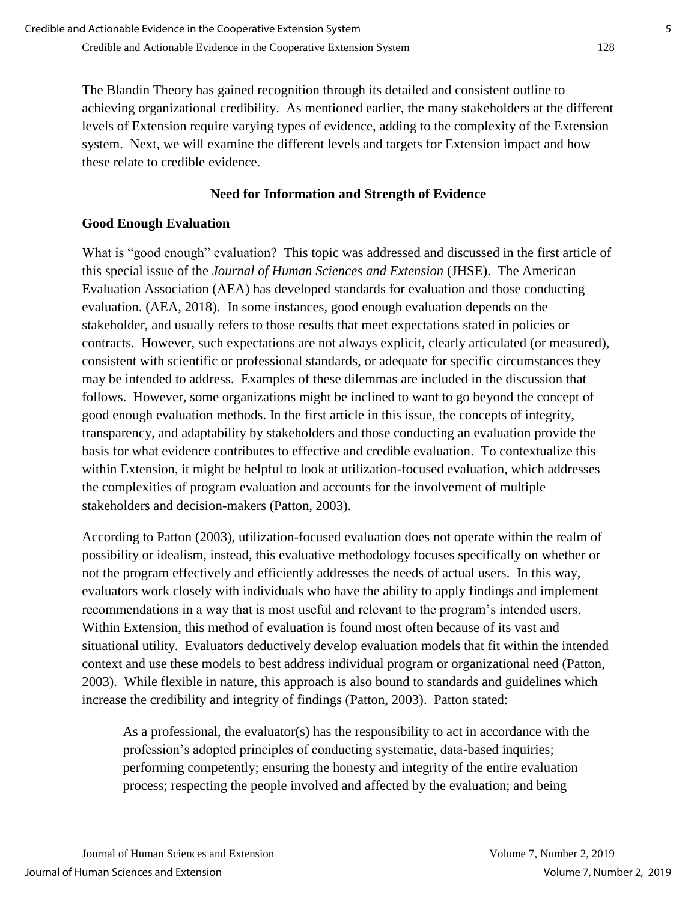The Blandin Theory has gained recognition through its detailed and consistent outline to achieving organizational credibility. As mentioned earlier, the many stakeholders at the different levels of Extension require varying types of evidence, adding to the complexity of the Extension system. Next, we will examine the different levels and targets for Extension impact and how these relate to credible evidence.

## Need for Information and Strength of Evidence

### Good Enough Evaluation

What is "good enough" evaluation? This topic was addressed and discussed in the first article of this special issue of the *Journal of Human Sciences and Extension* (JHSE). The American Evaluation Association (AEA) has developed standards for evaluation and those conducting evaluation. (AEA, 2018). In some instances, good enough evaluation depends on the stakeholder, and usually refers to those results that meet expectations stated in policies or contracts. However, such expectations are not always explicit, clearly articulated (or measured), consistent with scientific or professional standards, or adequate for specific circumstances they may be intended to address. Examples of these dilemmas are included in the discussion that follows. However, some organizations might be inclined to want to go beyond the concept of good enough evaluation methods. In the first article in this issue, the concepts of integrity, transparency, and adaptability by stakeholders and those conducting an evaluation provide the basis for what evidence contributes to effective and credible evaluation. To contextualize this within Extension, it might be helpful to look at utilization-focused evaluation, which addresses the complexities of program evaluation and accounts for the involvement of multiple stakeholders and decision-makers (Patton, 2003).

According to Patton (2003), utilization-focused evaluation does not operate within the realm of possibility or idealism, instead, this evaluative methodology focuses specifically on whether or not the program effectively and efficiently addresses the needs of actual users. In this way, evaluators work closely with individuals who have the ability to apply findings and implement recommendations in a way that is most useful and relevant to the program's intended users. Within Extension, this method of evaluation is found most often because of its vast and situational utility. Evaluators deductively develop evaluation models that fit within the intended context and use these models to best address individual program or organizational need (Patton, 2003). While flexible in nature, this approach is also bound to standards and guidelines which increase the credibility and integrity of findings (Patton, 2003). Patton stated:

> As a professional, the evaluator(s) has the responsibility to act in accordance with the profession's adopted principles of conducting systematic, data-based inquiries; performing competently; ensuring the honesty and integrity of the entire evaluation process; respecting the people involved and affected by the evaluation; and being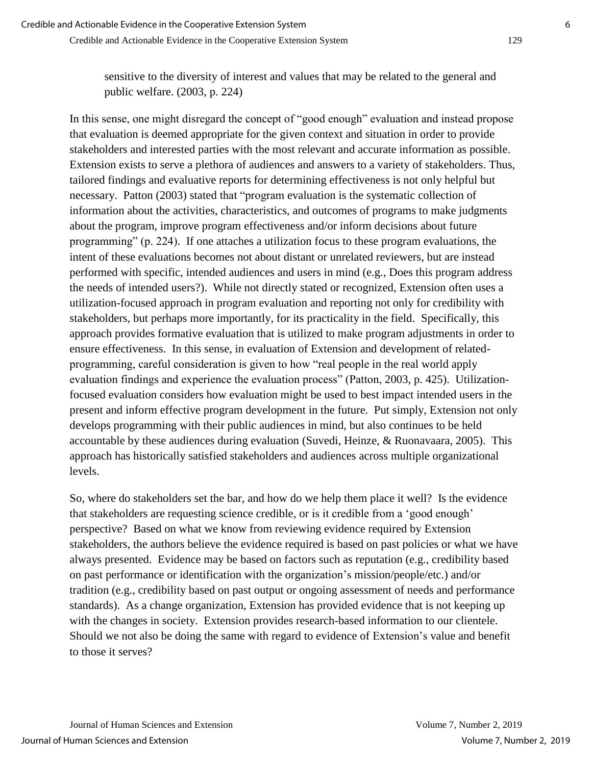> sensitive to the diversity of interest and values that may be related to the general and public welfare. (2003, p. 224)

In this sense, one might disregard the concept of "good enough" evaluation and instead propose that evaluation is deemed appropriate for the given context and situation in order to provide stakeholders and interested parties with the most relevant and accurate information as possible. Extension exists to serve a plethora of audiences and answers to a variety of stakeholders. Thus, tailored findings and evaluative reports for determining effectiveness is not only helpful but necessary. Patton (2003) stated that "program evaluation is the systematic collection of information about the activities, characteristics, and outcomes of programs to make judgments about the program, improve program effectiveness and/or inform decisions about future programming" (p. 224). If one attaches a utilization focus to these program evaluations, the intent of these evaluations becomes not about distant or unrelated reviewers, but are instead performed with specific, intended audiences and users in mind (e.g., Does this program address the needs of intended users?). While not directly stated or recognized, Extension often uses a utilization-focused approach in program evaluation and reporting not only for credibility with stakeholders, but perhaps more importantly, for its practicality in the field. Specifically, this approach provides formative evaluation that is utilized to make program adjustments in order to ensure effectiveness. In this sense, in evaluation of Extension and development of related-programming, careful consideration is given to how "real people in the real world apply evaluation findings and experience the evaluation process" (Patton, 2003, p. 425). Utilization-focused evaluation considers how evaluation might be used to best impact intended users in the present and inform effective program development in the future. Put simply, Extension not only develops programming with their public audiences in mind, but also continues to be held accountable by these audiences during evaluation (Suvedi, Heinze, & Ruonavaara, 2005). This approach has historically satisfied stakeholders and audiences across multiple organizational levels.

So, where do stakeholders set the bar, and how do we help them place it well? Is the evidence that stakeholders are requesting science credible, or is it credible from a 'good enough' perspective? Based on what we know from reviewing evidence required by Extension stakeholders, the authors believe the evidence required is based on past policies or what we have always presented. Evidence may be based on factors such as reputation (e.g., credibility based on past performance or identification with the organization's mission/people/etc.) and/or tradition (e.g., credibility based on past output or ongoing assessment of needs and performance standards). As a change organization, Extension has provided evidence that is not keeping up with the changes in society. Extension provides research-based information to our clientele. Should we not also be doing the same with regard to evidence of Extension's value and benefit to those it serves?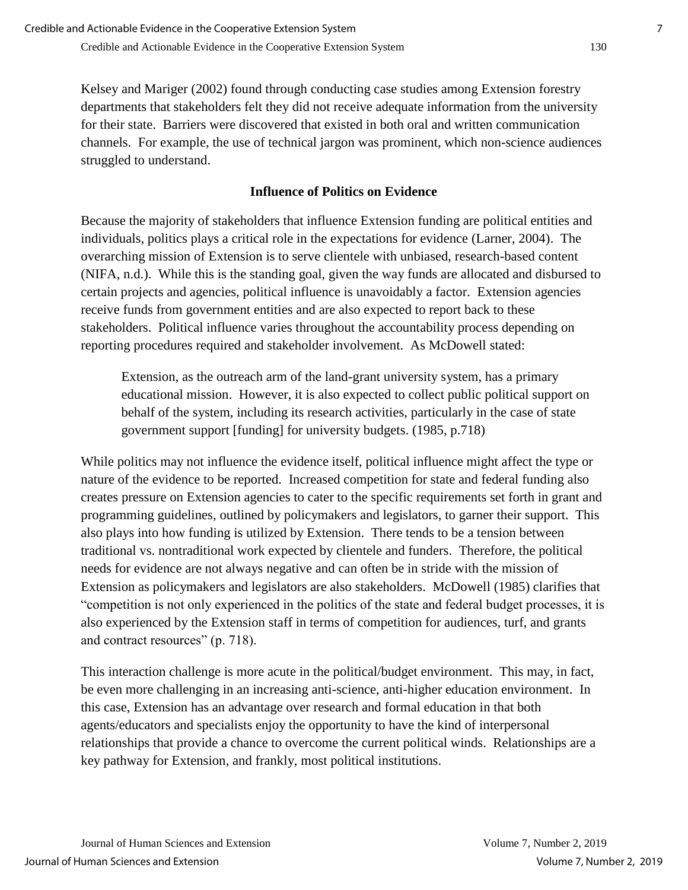Kelsey and Mariger (2002) found through conducting case studies among Extension forestry departments that stakeholders felt they did not receive adequate information from the university for their state. Barriers were discovered that existed in both oral and written communication channels. For example, the use of technical jargon was prominent, which non-science audiences struggled to understand.

### Influence of Politics on Evidence

Because the majority of stakeholders that influence Extension funding are political entities and individuals, politics plays a critical role in the expectations for evidence (Larner, 2004). The overarching mission of Extension is to serve clientele with unbiased, research-based content (NIFA, n.d.). While this is the standing goal, given the way funds are allocated and disbursed to certain projects and agencies, political influence is unavoidably a factor. Extension agencies receive funds from government entities and are also expected to report back to these stakeholders. Political influence varies throughout the accountability process depending on reporting procedures required and stakeholder involvement. As McDowell stated:

> Extension, as the outreach arm of the land-grant university system, has a primary educational mission. However, it is also expected to collect public political support on behalf of the system, including its research activities, particularly in the case of state government support [funding] for university budgets. (1985, p.718)

While politics may not influence the evidence itself, political influence might affect the type or nature of the evidence to be reported. Increased competition for state and federal funding also creates pressure on Extension agencies to cater to the specific requirements set forth in grant and programming guidelines, outlined by policymakers and legislators, to garner their support. This also plays into how funding is utilized by Extension. There tends to be a tension between traditional vs. nontraditional work expected by clientele and funders. Therefore, the political needs for evidence are not always negative and can often be in stride with the mission of Extension as policymakers and legislators are also stakeholders. McDowell (1985) clarifies that "competition is not only experienced in the politics of the state and federal budget processes, it is also experienced by the Extension staff in terms of competition for audiences, turf, and grants and contract resources" (p. 718).

This interaction challenge is more acute in the political/budget environment. This may, in fact, be even more challenging in an increasing anti-science, anti-higher education environment. In this case, Extension has an advantage over research and formal education in that both agents/educators and specialists enjoy the opportunity to have the kind of interpersonal relationships that provide a chance to overcome the current political winds. Relationships are a key pathway for Extension, and frankly, most political institutions.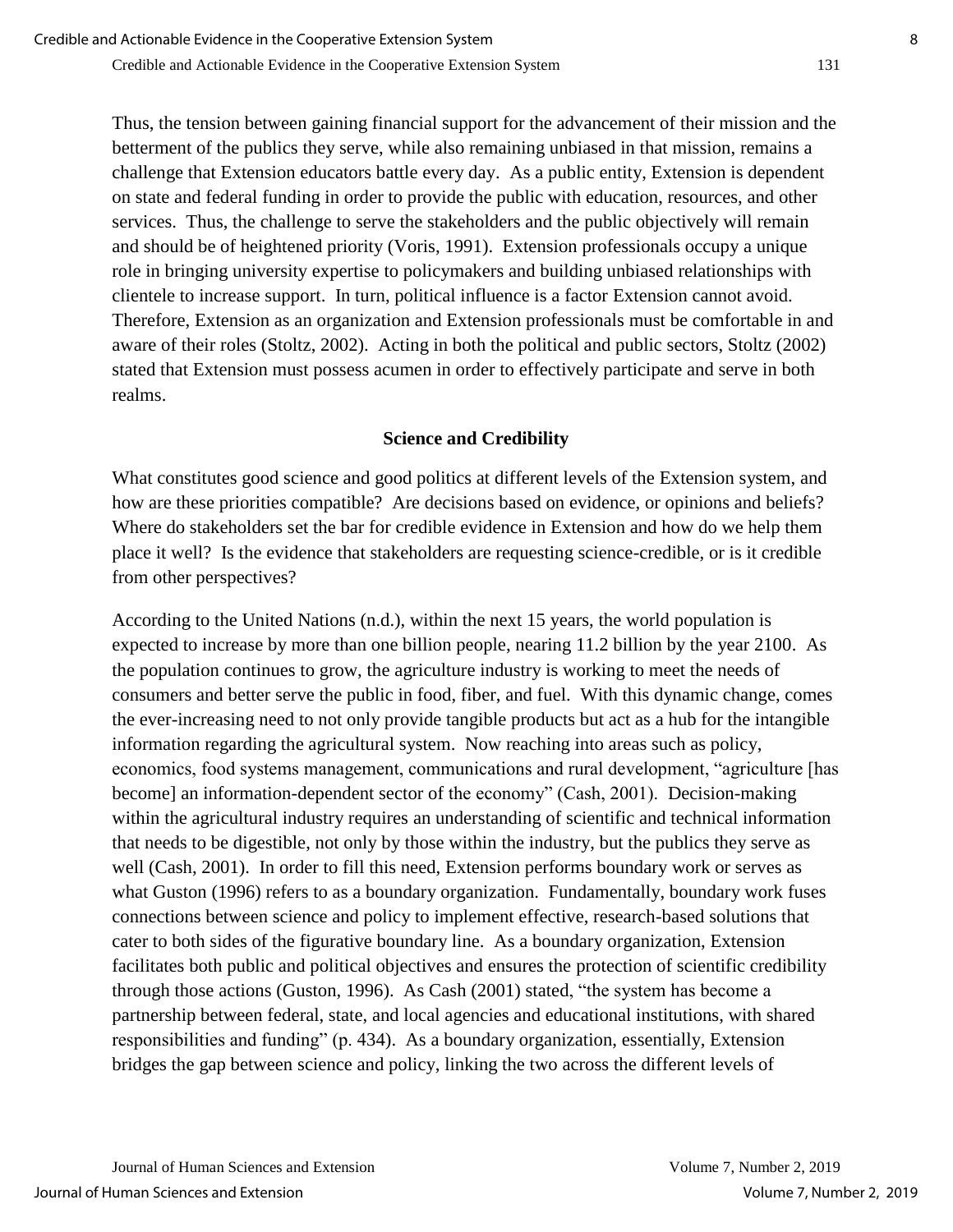Thus, the tension between gaining financial support for the advancement of their mission and the betterment of the publics they serve, while also remaining unbiased in that mission, remains a challenge that Extension educators battle every day. As a public entity, Extension is dependent on state and federal funding in order to provide the public with education, resources, and other services. Thus, the challenge to serve the stakeholders and the public objectively will remain and should be of heightened priority (Voris, 1991). Extension professionals occupy a unique role in bringing university expertise to policymakers and building unbiased relationships with clientele to increase support. In turn, political influence is a factor Extension cannot avoid. Therefore, Extension as an organization and Extension professionals must be comfortable in and aware of their roles (Stoltz, 2002). Acting in both the political and public sectors, Stoltz (2002) stated that Extension must possess acumen in order to effectively participate and serve in both realms.

## Science and Credibility

What constitutes good science and good politics at different levels of the Extension system, and how are these priorities compatible? Are decisions based on evidence, or opinions and beliefs? Where do stakeholders set the bar for credible evidence in Extension and how do we help them place it well? Is the evidence that stakeholders are requesting science-credible, or is it credible from other perspectives?

According to the United Nations (n.d.), within the next 15 years, the world population is expected to increase by more than one billion people, nearing 11.2 billion by the year 2100. As the population continues to grow, the agriculture industry is working to meet the needs of consumers and better serve the public in food, fiber, and fuel. With this dynamic change, comes the ever-increasing need to not only provide tangible products but act as a hub for the intangible information regarding the agricultural system. Now reaching into areas such as policy, economics, food systems management, communications and rural development, "agriculture [has become] an information-dependent sector of the economy" (Cash, 2001). Decision-making within the agricultural industry requires an understanding of scientific and technical information that needs to be digestible, not only by those within the industry, but the publics they serve as well (Cash, 2001). In order to fill this need, Extension performs boundary work or serves as what Guston (1996) refers to as a boundary organization. Fundamentally, boundary work fuses connections between science and policy to implement effective, research-based solutions that cater to both sides of the figurative boundary line. As a boundary organization, Extension facilitates both public and political objectives and ensures the protection of scientific credibility through those actions (Guston, 1996). As Cash (2001) stated, "the system has become a partnership between federal, state, and local agencies and educational institutions, with shared responsibilities and funding" (p. 434). As a boundary organization, essentially, Extension bridges the gap between science and policy, linking the two across the different levels of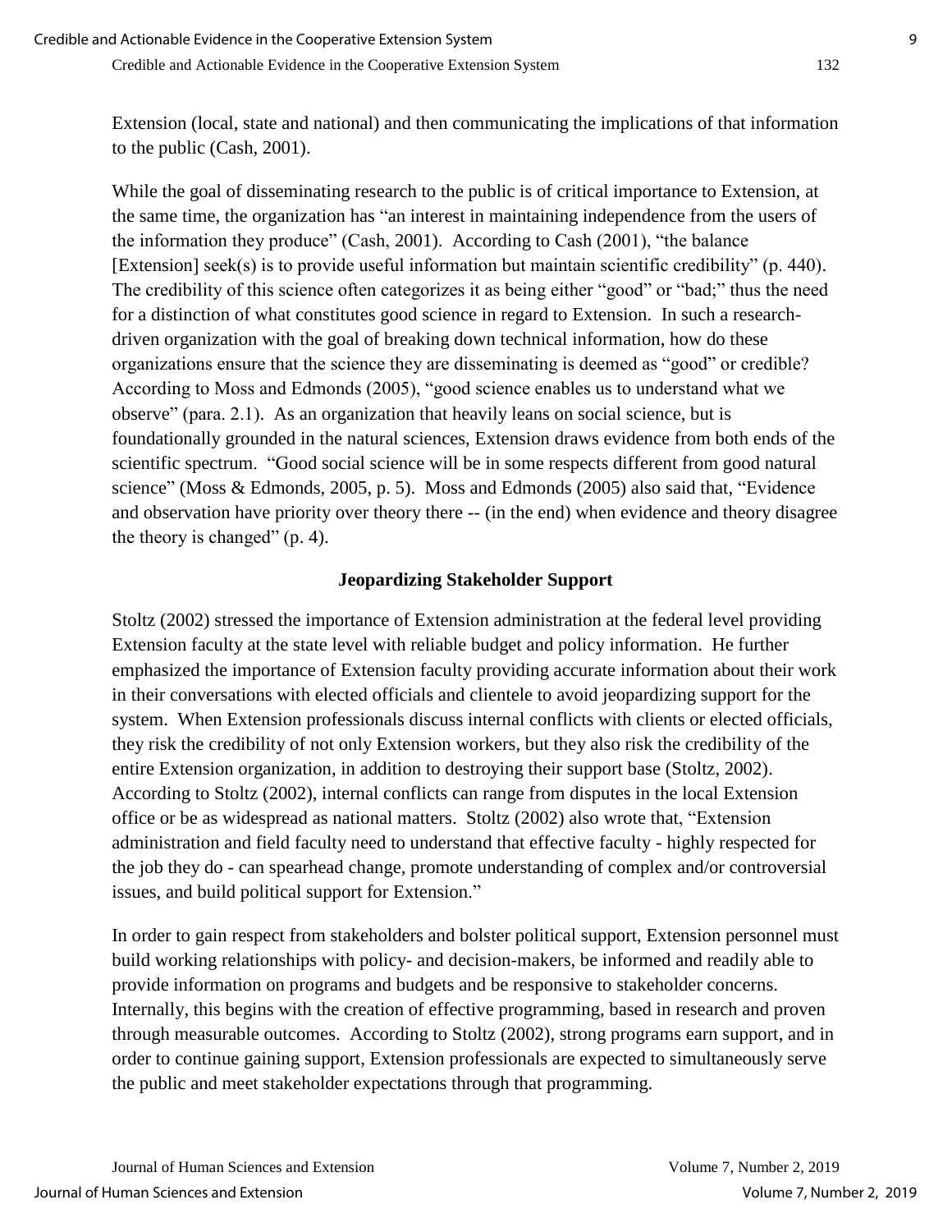Extension (local, state and national) and then communicating the implications of that information to the public (Cash, 2001).

While the goal of disseminating research to the public is of critical importance to Extension, at the same time, the organization has "an interest in maintaining independence from the users of the information they produce" (Cash, 2001). According to Cash (2001), "the balance [Extension] seek(s) is to provide useful information but maintain scientific credibility" (p. 440). The credibility of this science often categorizes it as being either "good" or "bad;" thus the need for a distinction of what constitutes good science in regard to Extension. In such a research-driven organization with the goal of breaking down technical information, how do these organizations ensure that the science they are disseminating is deemed as "good" or credible? According to Moss and Edmonds (2005), "good science enables us to understand what we observe" (para. 2.1). As an organization that heavily leans on social science, but is foundationally grounded in the natural sciences, Extension draws evidence from both ends of the scientific spectrum. "Good social science will be in some respects different from good natural science" (Moss & Edmonds, 2005, p. 5). Moss and Edmonds (2005) also said that, "Evidence and observation have priority over theory there -- (in the end) when evidence and theory disagree the theory is changed" (p. 4).

## Jeopardizing Stakeholder Support

Stoltz (2002) stressed the importance of Extension administration at the federal level providing Extension faculty at the state level with reliable budget and policy information. He further emphasized the importance of Extension faculty providing accurate information about their work in their conversations with elected officials and clientele to avoid jeopardizing support for the system. When Extension professionals discuss internal conflicts with clients or elected officials, they risk the credibility of not only Extension workers, but they also risk the credibility of the entire Extension organization, in addition to destroying their support base (Stoltz, 2002). According to Stoltz (2002), internal conflicts can range from disputes in the local Extension office or be as widespread as national matters. Stoltz (2002) also wrote that, "Extension administration and field faculty need to understand that effective faculty - highly respected for the job they do - can spearhead change, promote understanding of complex and/or controversial issues, and build political support for Extension."

In order to gain respect from stakeholders and bolster political support, Extension personnel must build working relationships with policy- and decision-makers, be informed and readily able to provide information on programs and budgets and be responsive to stakeholder concerns. Internally, this begins with the creation of effective programming, based in research and proven through measurable outcomes. According to Stoltz (2002), strong programs earn support, and in order to continue gaining support, Extension professionals are expected to simultaneously serve the public and meet stakeholder expectations through that programming.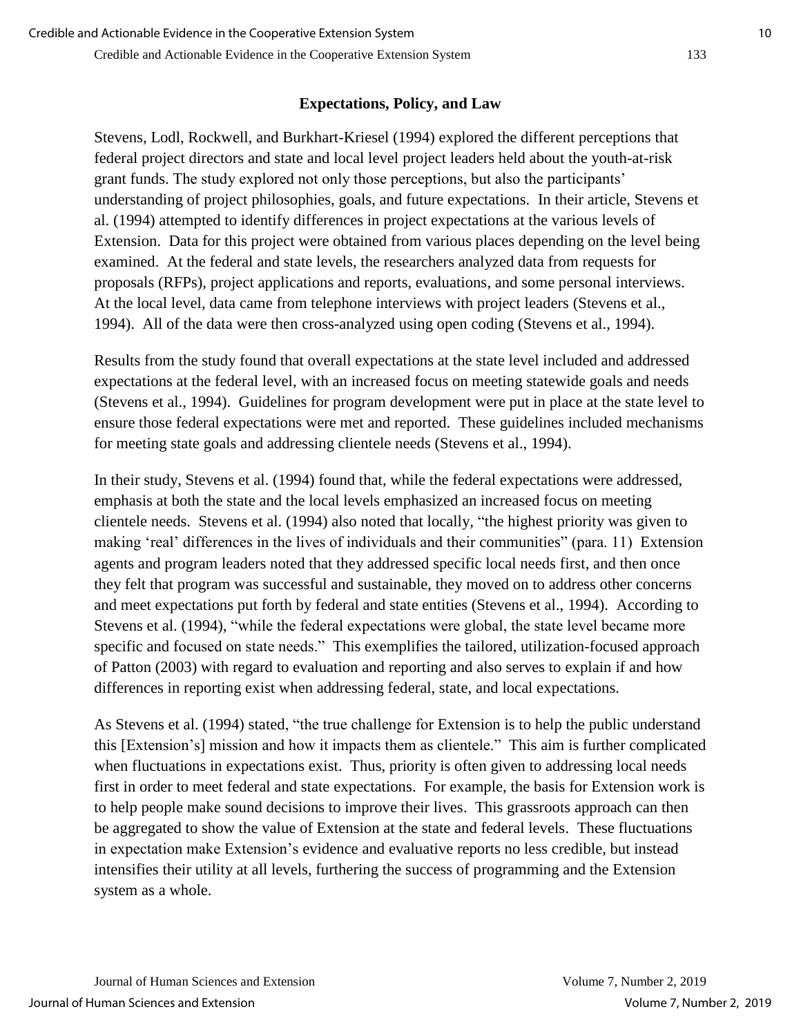## Expectations, Policy, and Law

Stevens, Lodl, Rockwell, and Burkhart-Kriesel (1994) explored the different perceptions that federal project directors and state and local level project leaders held about the youth-at-risk grant funds. The study explored not only those perceptions, but also the participants' understanding of project philosophies, goals, and future expectations. In their article, Stevens et al. (1994) attempted to identify differences in project expectations at the various levels of Extension. Data for this project were obtained from various places depending on the level being examined. At the federal and state levels, the researchers analyzed data from requests for proposals (RFPs), project applications and reports, evaluations, and some personal interviews. At the local level, data came from telephone interviews with project leaders (Stevens et al., 1994). All of the data were then cross-analyzed using open coding (Stevens et al., 1994).

Results from the study found that overall expectations at the state level included and addressed expectations at the federal level, with an increased focus on meeting statewide goals and needs (Stevens et al., 1994). Guidelines for program development were put in place at the state level to ensure those federal expectations were met and reported. These guidelines included mechanisms for meeting state goals and addressing clientele needs (Stevens et al., 1994).

In their study, Stevens et al. (1994) found that, while the federal expectations were addressed, emphasis at both the state and the local levels emphasized an increased focus on meeting clientele needs. Stevens et al. (1994) also noted that locally, "the highest priority was given to making 'real' differences in the lives of individuals and their communities" (para. 11) Extension agents and program leaders noted that they addressed specific local needs first, and then once they felt that program was successful and sustainable, they moved on to address other concerns and meet expectations put forth by federal and state entities (Stevens et al., 1994). According to Stevens et al. (1994), "while the federal expectations were global, the state level became more specific and focused on state needs." This exemplifies the tailored, utilization-focused approach of Patton (2003) with regard to evaluation and reporting and also serves to explain if and how differences in reporting exist when addressing federal, state, and local expectations.

As Stevens et al. (1994) stated, "the true challenge for Extension is to help the public understand this [Extension's] mission and how it impacts them as clientele." This aim is further complicated when fluctuations in expectations exist. Thus, priority is often given to addressing local needs first in order to meet federal and state expectations. For example, the basis for Extension work is to help people make sound decisions to improve their lives. This grassroots approach can then be aggregated to show the value of Extension at the state and federal levels. These fluctuations in expectation make Extension's evidence and evaluative reports no less credible, but instead intensifies their utility at all levels, furthering the success of programming and the Extension system as a whole.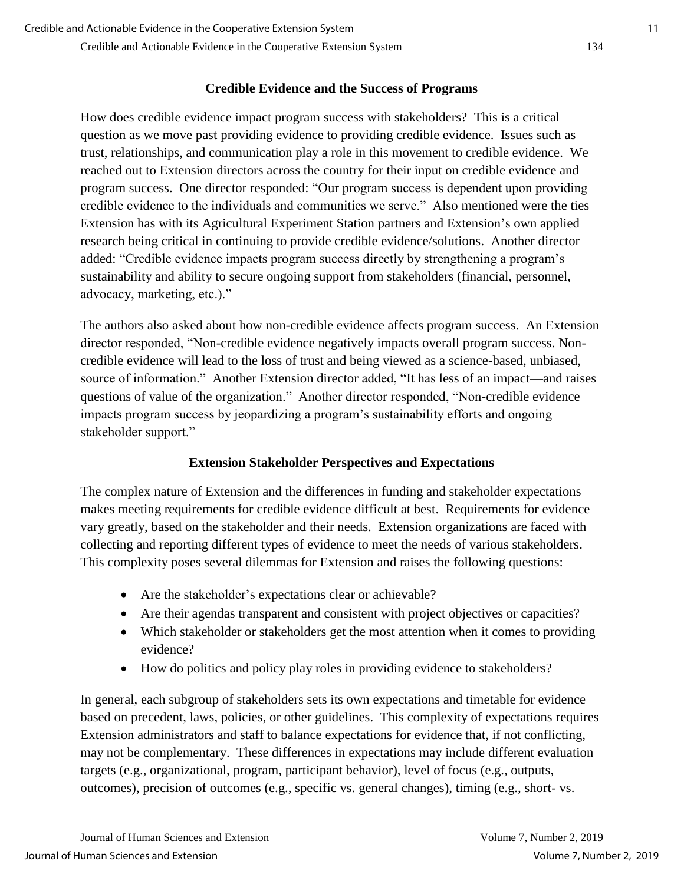## Credible Evidence and the Success of Programs

How does credible evidence impact program success with stakeholders? This is a critical question as we move past providing evidence to providing credible evidence. Issues such as trust, relationships, and communication play a role in this movement to credible evidence. We reached out to Extension directors across the country for their input on credible evidence and program success. One director responded: "Our program success is dependent upon providing credible evidence to the individuals and communities we serve." Also mentioned were the ties Extension has with its Agricultural Experiment Station partners and Extension's own applied research being critical in continuing to provide credible evidence/solutions. Another director added: "Credible evidence impacts program success directly by strengthening a program's sustainability and ability to secure ongoing support from stakeholders (financial, personnel, advocacy, marketing, etc.)."

The authors also asked about how non-credible evidence affects program success. An Extension director responded, "Non-credible evidence negatively impacts overall program success. Non-credible evidence will lead to the loss of trust and being viewed as a science-based, unbiased, source of information." Another Extension director added, "It has less of an impact—and raises questions of value of the organization." Another director responded, "Non-credible evidence impacts program success by jeopardizing a program's sustainability efforts and ongoing stakeholder support."

## Extension Stakeholder Perspectives and Expectations

The complex nature of Extension and the differences in funding and stakeholder expectations makes meeting requirements for credible evidence difficult at best. Requirements for evidence vary greatly, based on the stakeholder and their needs. Extension organizations are faced with collecting and reporting different types of evidence to meet the needs of various stakeholders. This complexity poses several dilemmas for Extension and raises the following questions:

- Are the stakeholder's expectations clear or achievable?
- Are their agendas transparent and consistent with project objectives or capacities?
- Which stakeholder or stakeholders get the most attention when it comes to providing evidence?
- How do politics and policy play roles in providing evidence to stakeholders?

In general, each subgroup of stakeholders sets its own expectations and timetable for evidence based on precedent, laws, policies, or other guidelines. This complexity of expectations requires Extension administrators and staff to balance expectations for evidence that, if not conflicting, may not be complementary. These differences in expectations may include different evaluation targets (e.g., organizational, program, participant behavior), level of focus (e.g., outputs, outcomes), precision of outcomes (e.g., specific vs. general changes), timing (e.g., short- vs.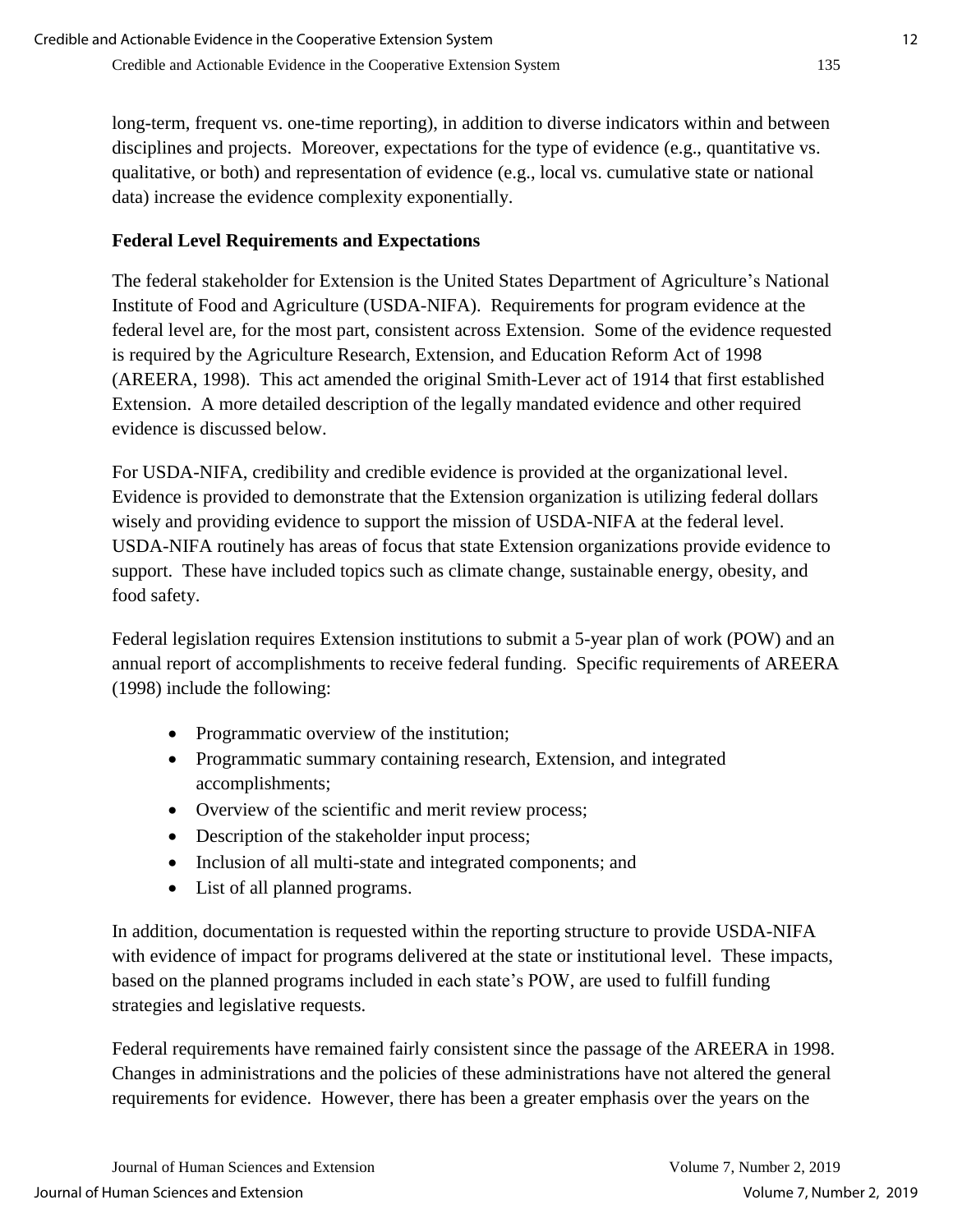long-term, frequent vs. one-time reporting), in addition to diverse indicators within and between disciplines and projects. Moreover, expectations for the type of evidence (e.g., quantitative vs. qualitative, or both) and representation of evidence (e.g., local vs. cumulative state or national data) increase the evidence complexity exponentially.

### Federal Level Requirements and Expectations

The federal stakeholder for Extension is the United States Department of Agriculture's National Institute of Food and Agriculture (USDA-NIFA). Requirements for program evidence at the federal level are, for the most part, consistent across Extension. Some of the evidence requested is required by the Agriculture Research, Extension, and Education Reform Act of 1998 (AREERA, 1998). This act amended the original Smith-Lever act of 1914 that first established Extension. A more detailed description of the legally mandated evidence and other required evidence is discussed below.

For USDA-NIFA, credibility and credible evidence is provided at the organizational level. Evidence is provided to demonstrate that the Extension organization is utilizing federal dollars wisely and providing evidence to support the mission of USDA-NIFA at the federal level. USDA-NIFA routinely has areas of focus that state Extension organizations provide evidence to support. These have included topics such as climate change, sustainable energy, obesity, and food safety.

Federal legislation requires Extension institutions to submit a 5-year plan of work (POW) and an annual report of accomplishments to receive federal funding. Specific requirements of AREERA (1998) include the following:

- Programmatic overview of the institution;
- Programmatic summary containing research, Extension, and integrated accomplishments;
- Overview of the scientific and merit review process;
- Description of the stakeholder input process;
- Inclusion of all multi-state and integrated components; and
- List of all planned programs.

In addition, documentation is requested within the reporting structure to provide USDA-NIFA with evidence of impact for programs delivered at the state or institutional level. These impacts, based on the planned programs included in each state's POW, are used to fulfill funding strategies and legislative requests.

Federal requirements have remained fairly consistent since the passage of the AREERA in 1998. Changes in administrations and the policies of these administrations have not altered the general requirements for evidence. However, there has been a greater emphasis over the years on the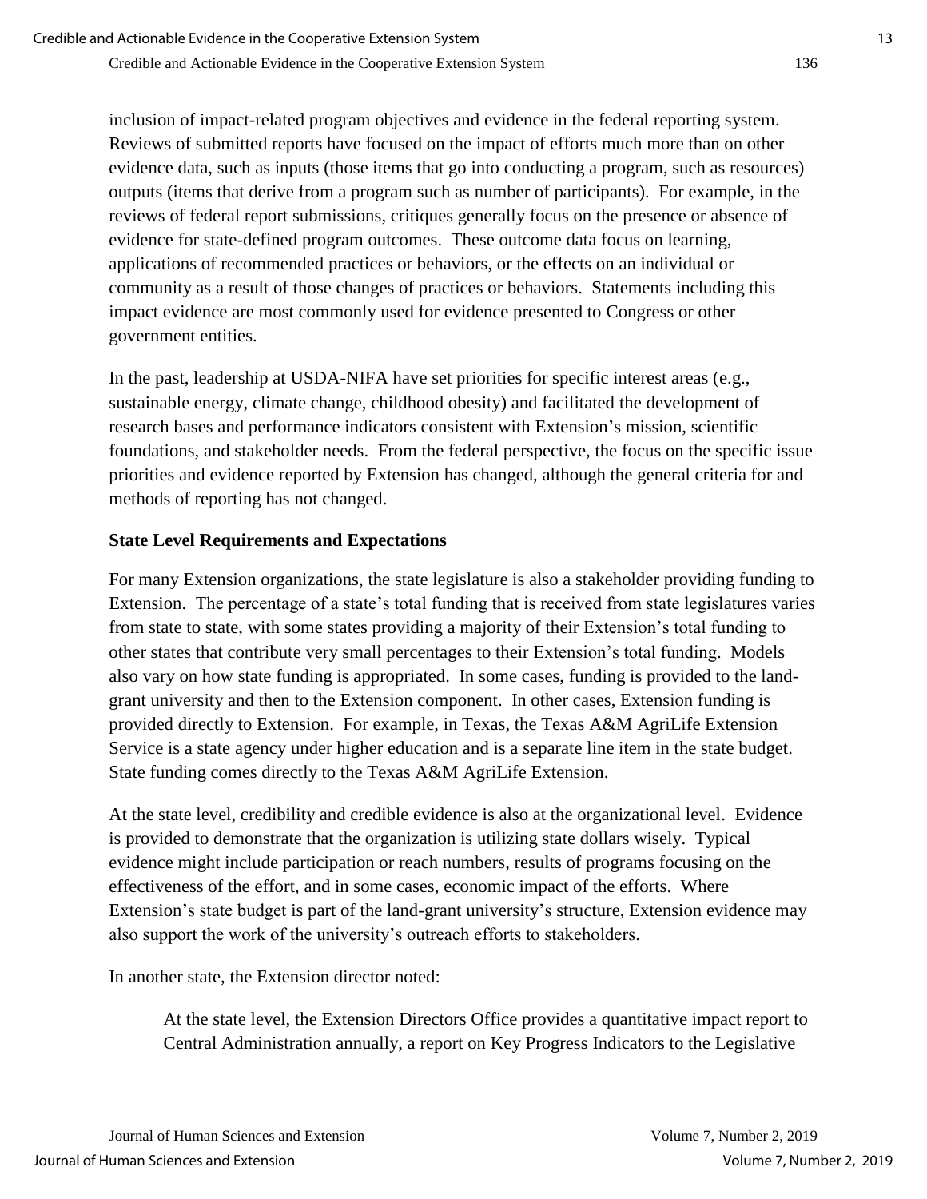inclusion of impact-related program objectives and evidence in the federal reporting system. Reviews of submitted reports have focused on the impact of efforts much more than on other evidence data, such as inputs (those items that go into conducting a program, such as resources) outputs (items that derive from a program such as number of participants). For example, in the reviews of federal report submissions, critiques generally focus on the presence or absence of evidence for state-defined program outcomes. These outcome data focus on learning, applications of recommended practices or behaviors, or the effects on an individual or community as a result of those changes of practices or behaviors. Statements including this impact evidence are most commonly used for evidence presented to Congress or other government entities.

In the past, leadership at USDA-NIFA have set priorities for specific interest areas (e.g., sustainable energy, climate change, childhood obesity) and facilitated the development of research bases and performance indicators consistent with Extension's mission, scientific foundations, and stakeholder needs. From the federal perspective, the focus on the specific issue priorities and evidence reported by Extension has changed, although the general criteria for and methods of reporting has not changed.

**State Level Requirements and Expectations**

For many Extension organizations, the state legislature is also a stakeholder providing funding to Extension. The percentage of a state's total funding that is received from state legislatures varies from state to state, with some states providing a majority of their Extension's total funding to other states that contribute very small percentages to their Extension's total funding. Models also vary on how state funding is appropriated. In some cases, funding is provided to the land-grant university and then to the Extension component. In other cases, Extension funding is provided directly to Extension. For example, in Texas, the Texas A&M AgriLife Extension Service is a state agency under higher education and is a separate line item in the state budget. State funding comes directly to the Texas A&M AgriLife Extension.

At the state level, credibility and credible evidence is also at the organizational level. Evidence is provided to demonstrate that the organization is utilizing state dollars wisely. Typical evidence might include participation or reach numbers, results of programs focusing on the effectiveness of the effort, and in some cases, economic impact of the efforts. Where Extension's state budget is part of the land-grant university's structure, Extension evidence may also support the work of the university's outreach efforts to stakeholders.

In another state, the Extension director noted:

> At the state level, the Extension Directors Office provides a quantitative impact report to Central Administration annually, a report on Key Progress Indicators to the Legislative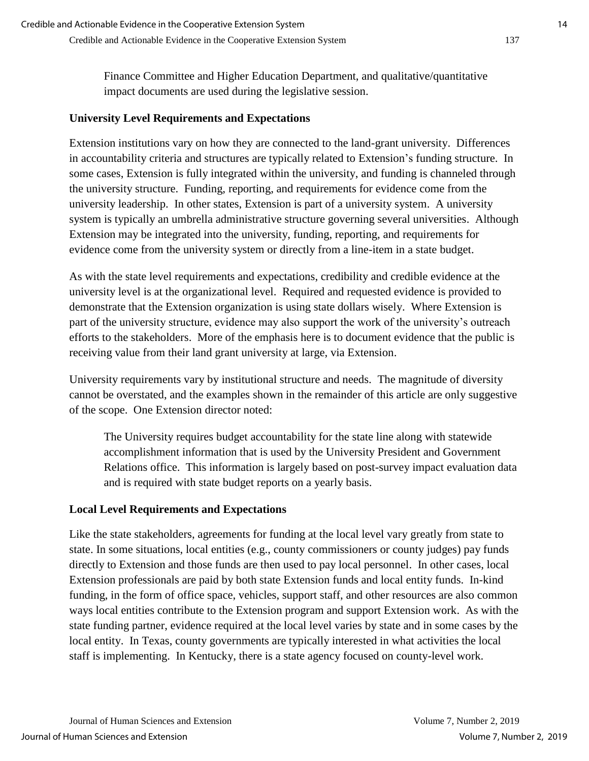Finance Committee and Higher Education Department, and qualitative/quantitative impact documents are used during the legislative session.

**University Level Requirements and Expectations**

Extension institutions vary on how they are connected to the land-grant university. Differences in accountability criteria and structures are typically related to Extension's funding structure. In some cases, Extension is fully integrated within the university, and funding is channeled through the university structure. Funding, reporting, and requirements for evidence come from the university leadership. In other states, Extension is part of a university system. A university system is typically an umbrella administrative structure governing several universities. Although Extension may be integrated into the university, funding, reporting, and requirements for evidence come from the university system or directly from a line-item in a state budget.

As with the state level requirements and expectations, credibility and credible evidence at the university level is at the organizational level. Required and requested evidence is provided to demonstrate that the Extension organization is using state dollars wisely. Where Extension is part of the university structure, evidence may also support the work of the university's outreach efforts to the stakeholders. More of the emphasis here is to document evidence that the public is receiving value from their land grant university at large, via Extension.

University requirements vary by institutional structure and needs. The magnitude of diversity cannot be overstated, and the examples shown in the remainder of this article are only suggestive of the scope. One Extension director noted:

> The University requires budget accountability for the state line along with statewide accomplishment information that is used by the University President and Government Relations office. This information is largely based on post-survey impact evaluation data and is required with state budget reports on a yearly basis.

**Local Level Requirements and Expectations**

Like the state stakeholders, agreements for funding at the local level vary greatly from state to state. In some situations, local entities (e.g., county commissioners or county judges) pay funds directly to Extension and those funds are then used to pay local personnel. In other cases, local Extension professionals are paid by both state Extension funds and local entity funds. In-kind funding, in the form of office space, vehicles, support staff, and other resources are also common ways local entities contribute to the Extension program and support Extension work. As with the state funding partner, evidence required at the local level varies by state and in some cases by the local entity. In Texas, county governments are typically interested in what activities the local staff is implementing. In Kentucky, there is a state agency focused on county-level work.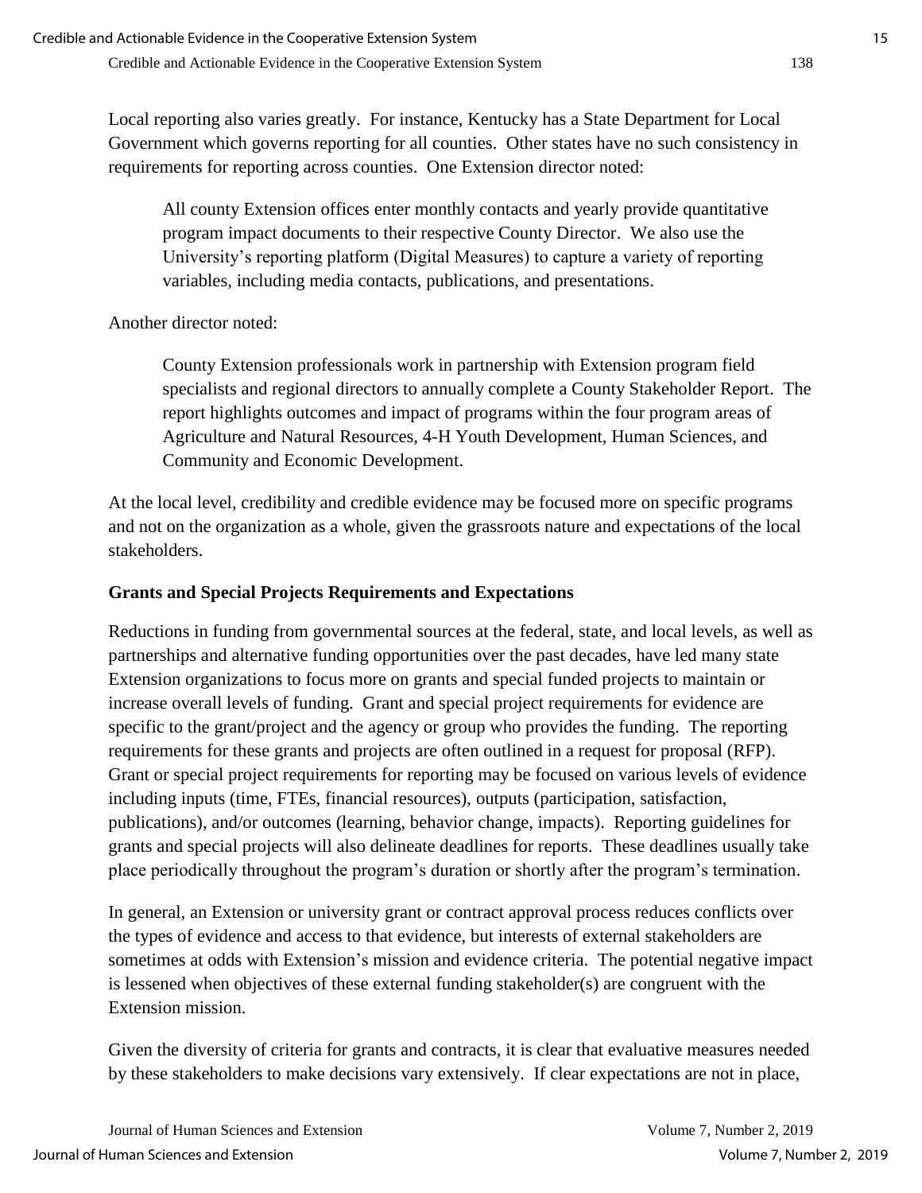Local reporting also varies greatly. For instance, Kentucky has a State Department for Local Government which governs reporting for all counties. Other states have no such consistency in requirements for reporting across counties. One Extension director noted:

> All county Extension offices enter monthly contacts and yearly provide quantitative program impact documents to their respective County Director. We also use the University's reporting platform (Digital Measures) to capture a variety of reporting variables, including media contacts, publications, and presentations.

Another director noted:

> County Extension professionals work in partnership with Extension program field specialists and regional directors to annually complete a County Stakeholder Report. The report highlights outcomes and impact of programs within the four program areas of Agriculture and Natural Resources, 4-H Youth Development, Human Sciences, and Community and Economic Development.

At the local level, credibility and credible evidence may be focused more on specific programs and not on the organization as a whole, given the grassroots nature and expectations of the local stakeholders.

**Grants and Special Projects Requirements and Expectations**

Reductions in funding from governmental sources at the federal, state, and local levels, as well as partnerships and alternative funding opportunities over the past decades, have led many state Extension organizations to focus more on grants and special funded projects to maintain or increase overall levels of funding. Grant and special project requirements for evidence are specific to the grant/project and the agency or group who provides the funding. The reporting requirements for these grants and projects are often outlined in a request for proposal (RFP). Grant or special project requirements for reporting may be focused on various levels of evidence including inputs (time, FTEs, financial resources), outputs (participation, satisfaction, publications), and/or outcomes (learning, behavior change, impacts). Reporting guidelines for grants and special projects will also delineate deadlines for reports. These deadlines usually take place periodically throughout the program's duration or shortly after the program's termination.

In general, an Extension or university grant or contract approval process reduces conflicts over the types of evidence and access to that evidence, but interests of external stakeholders are sometimes at odds with Extension's mission and evidence criteria. The potential negative impact is lessened when objectives of these external funding stakeholder(s) are congruent with the Extension mission.

Given the diversity of criteria for grants and contracts, it is clear that evaluative measures needed by these stakeholders to make decisions vary extensively. If clear expectations are not in place,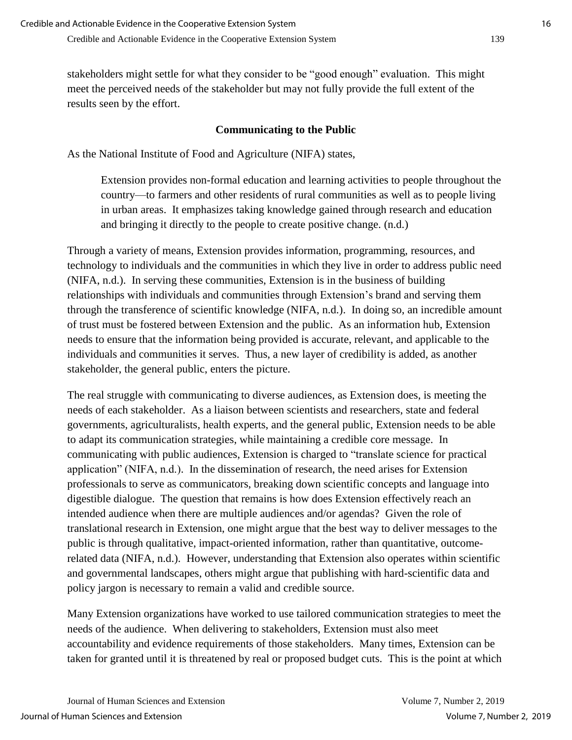stakeholders might settle for what they consider to be "good enough" evaluation. This might meet the perceived needs of the stakeholder but may not fully provide the full extent of the results seen by the effort.

## Communicating to the Public

As the National Institute of Food and Agriculture (NIFA) states,

> Extension provides non-formal education and learning activities to people throughout the country—to farmers and other residents of rural communities as well as to people living in urban areas. It emphasizes taking knowledge gained through research and education and bringing it directly to the people to create positive change. (n.d.)

Through a variety of means, Extension provides information, programming, resources, and technology to individuals and the communities in which they live in order to address public need (NIFA, n.d.). In serving these communities, Extension is in the business of building relationships with individuals and communities through Extension's brand and serving them through the transference of scientific knowledge (NIFA, n.d.). In doing so, an incredible amount of trust must be fostered between Extension and the public. As an information hub, Extension needs to ensure that the information being provided is accurate, relevant, and applicable to the individuals and communities it serves. Thus, a new layer of credibility is added, as another stakeholder, the general public, enters the picture.

The real struggle with communicating to diverse audiences, as Extension does, is meeting the needs of each stakeholder. As a liaison between scientists and researchers, state and federal governments, agriculturalists, health experts, and the general public, Extension needs to be able to adapt its communication strategies, while maintaining a credible core message. In communicating with public audiences, Extension is charged to "translate science for practical application" (NIFA, n.d.). In the dissemination of research, the need arises for Extension professionals to serve as communicators, breaking down scientific concepts and language into digestible dialogue. The question that remains is how does Extension effectively reach an intended audience when there are multiple audiences and/or agendas? Given the role of translational research in Extension, one might argue that the best way to deliver messages to the public is through qualitative, impact-oriented information, rather than quantitative, outcome-related data (NIFA, n.d.). However, understanding that Extension also operates within scientific and governmental landscapes, others might argue that publishing with hard-scientific data and policy jargon is necessary to remain a valid and credible source.

Many Extension organizations have worked to use tailored communication strategies to meet the needs of the audience. When delivering to stakeholders, Extension must also meet accountability and evidence requirements of those stakeholders. Many times, Extension can be taken for granted until it is threatened by real or proposed budget cuts. This is the point at which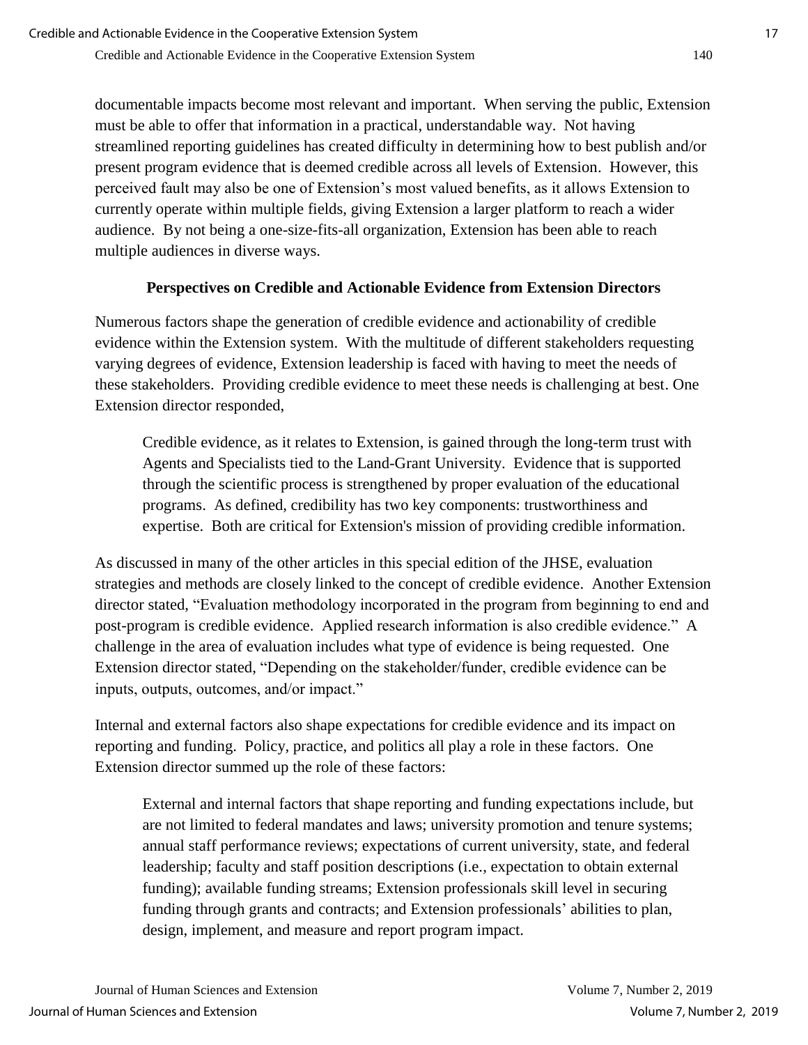documentable impacts become most relevant and important. When serving the public, Extension must be able to offer that information in a practical, understandable way. Not having streamlined reporting guidelines has created difficulty in determining how to best publish and/or present program evidence that is deemed credible across all levels of Extension. However, this perceived fault may also be one of Extension's most valued benefits, as it allows Extension to currently operate within multiple fields, giving Extension a larger platform to reach a wider audience. By not being a one-size-fits-all organization, Extension has been able to reach multiple audiences in diverse ways.

### Perspectives on Credible and Actionable Evidence from Extension Directors

Numerous factors shape the generation of credible evidence and actionability of credible evidence within the Extension system. With the multitude of different stakeholders requesting varying degrees of evidence, Extension leadership is faced with having to meet the needs of these stakeholders. Providing credible evidence to meet these needs is challenging at best. One Extension director responded,

> Credible evidence, as it relates to Extension, is gained through the long-term trust with Agents and Specialists tied to the Land-Grant University. Evidence that is supported through the scientific process is strengthened by proper evaluation of the educational programs. As defined, credibility has two key components: trustworthiness and expertise. Both are critical for Extension's mission of providing credible information.

As discussed in many of the other articles in this special edition of the JHSE, evaluation strategies and methods are closely linked to the concept of credible evidence. Another Extension director stated, "Evaluation methodology incorporated in the program from beginning to end and post-program is credible evidence. Applied research information is also credible evidence." A challenge in the area of evaluation includes what type of evidence is being requested. One Extension director stated, "Depending on the stakeholder/funder, credible evidence can be inputs, outputs, outcomes, and/or impact."

Internal and external factors also shape expectations for credible evidence and its impact on reporting and funding. Policy, practice, and politics all play a role in these factors. One Extension director summed up the role of these factors:

> External and internal factors that shape reporting and funding expectations include, but are not limited to federal mandates and laws; university promotion and tenure systems; annual staff performance reviews; expectations of current university, state, and federal leadership; faculty and staff position descriptions (i.e., expectation to obtain external funding); available funding streams; Extension professionals skill level in securing funding through grants and contracts; and Extension professionals' abilities to plan, design, implement, and measure and report program impact.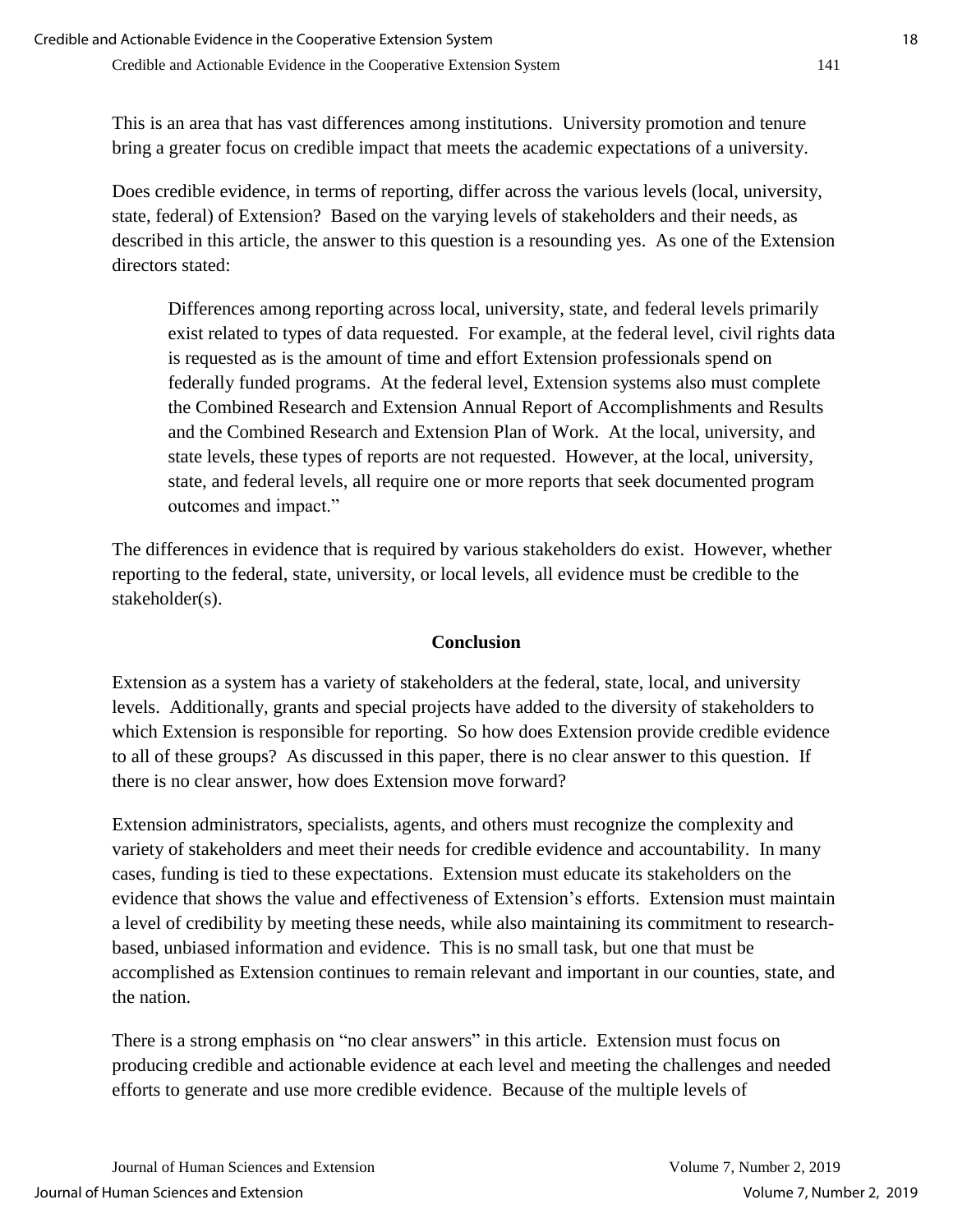This is an area that has vast differences among institutions. University promotion and tenure bring a greater focus on credible impact that meets the academic expectations of a university.

Does credible evidence, in terms of reporting, differ across the various levels (local, university, state, federal) of Extension? Based on the varying levels of stakeholders and their needs, as described in this article, the answer to this question is a resounding yes. As one of the Extension directors stated:

> Differences among reporting across local, university, state, and federal levels primarily exist related to types of data requested. For example, at the federal level, civil rights data is requested as is the amount of time and effort Extension professionals spend on federally funded programs. At the federal level, Extension systems also must complete the Combined Research and Extension Annual Report of Accomplishments and Results and the Combined Research and Extension Plan of Work. At the local, university, and state levels, these types of reports are not requested. However, at the local, university, state, and federal levels, all require one or more reports that seek documented program outcomes and impact."

The differences in evidence that is required by various stakeholders do exist. However, whether reporting to the federal, state, university, or local levels, all evidence must be credible to the stakeholder(s).

## Conclusion

Extension as a system has a variety of stakeholders at the federal, state, local, and university levels. Additionally, grants and special projects have added to the diversity of stakeholders to which Extension is responsible for reporting. So how does Extension provide credible evidence to all of these groups? As discussed in this paper, there is no clear answer to this question. If there is no clear answer, how does Extension move forward?

Extension administrators, specialists, agents, and others must recognize the complexity and variety of stakeholders and meet their needs for credible evidence and accountability. In many cases, funding is tied to these expectations. Extension must educate its stakeholders on the evidence that shows the value and effectiveness of Extension's efforts. Extension must maintain a level of credibility by meeting these needs, while also maintaining its commitment to research-based, unbiased information and evidence. This is no small task, but one that must be accomplished as Extension continues to remain relevant and important in our counties, state, and the nation.

There is a strong emphasis on "no clear answers" in this article. Extension must focus on producing credible and actionable evidence at each level and meeting the challenges and needed efforts to generate and use more credible evidence. Because of the multiple levels of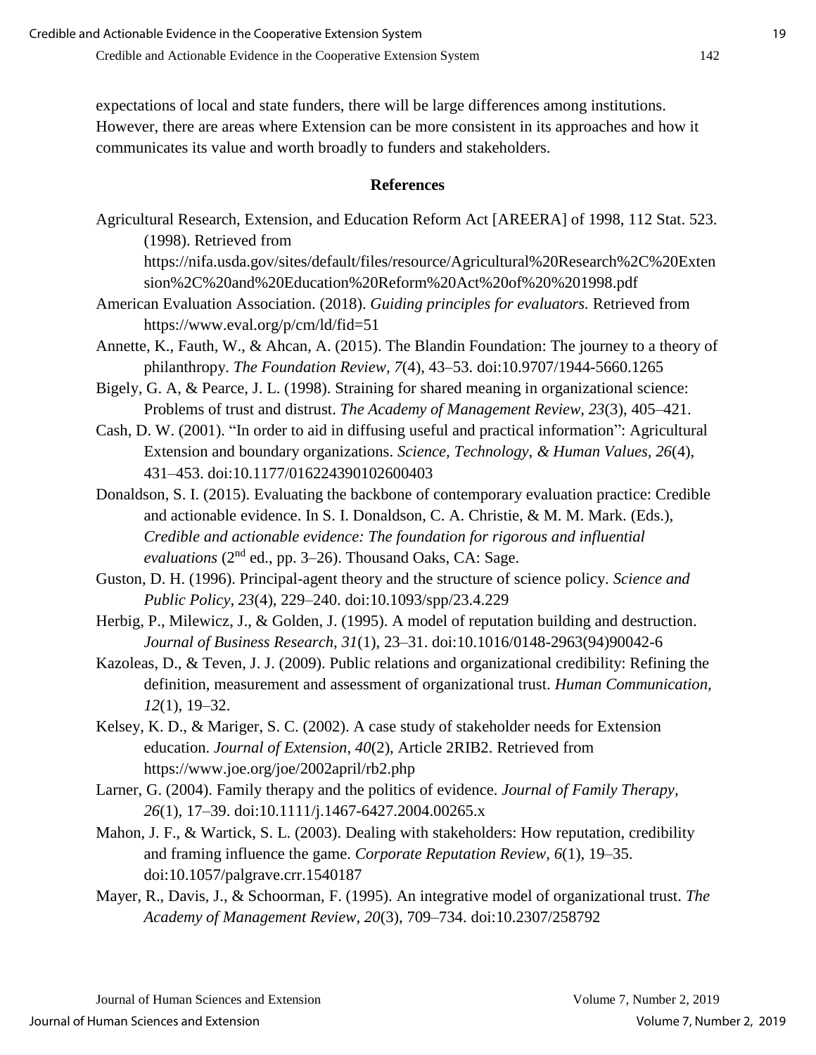expectations of local and state funders, there will be large differences among institutions. However, there are areas where Extension can be more consistent in its approaches and how it communicates its value and worth broadly to funders and stakeholders.

## References

Agricultural Research, Extension, and Education Reform Act [AREERA] of 1998, 112 Stat. 523. (1998). Retrieved from https://nifa.usda.gov/sites/default/files/resource/Agricultural%20Research%2C%20Extension%2C%20and%20Education%20Reform%20Act%20of%20%201998.pdf

American Evaluation Association. (2018). *Guiding principles for evaluators.* Retrieved from https://www.eval.org/p/cm/ld/fid=51

Annette, K., Fauth, W., & Ahcan, A. (2015). The Blandin Foundation: The journey to a theory of philanthropy. *The Foundation Review*, *7*(4), 43–53. doi:10.9707/1944-5660.1265

Bigely, G. A, & Pearce, J. L. (1998). Straining for shared meaning in organizational science: Problems of trust and distrust. *The Academy of Management Review*, *23*(3), 405–421.

Cash, D. W. (2001). "In order to aid in diffusing useful and practical information": Agricultural Extension and boundary organizations. *Science, Technology, & Human Values*, *26*(4), 431–453. doi:10.1177/016224390102600403

Donaldson, S. I. (2015). Evaluating the backbone of contemporary evaluation practice: Credible and actionable evidence. In S. I. Donaldson, C. A. Christie, & M. M. Mark. (Eds.), *Credible and actionable evidence: The foundation for rigorous and influential evaluations* (2nd ed., pp. 3–26). Thousand Oaks, CA: Sage.

Guston, D. H. (1996). Principal-agent theory and the structure of science policy. *Science and Public Policy*, *23*(4), 229–240. doi:10.1093/spp/23.4.229

Herbig, P., Milewicz, J., & Golden, J. (1995). A model of reputation building and destruction. *Journal of Business Research, 31*(1), 23–31. doi:10.1016/0148-2963(94)90042-6

Kazoleas, D., & Teven, J. J. (2009). Public relations and organizational credibility: Refining the definition, measurement and assessment of organizational trust. *Human Communication, 12*(1), 19–32.

Kelsey, K. D., & Mariger, S. C. (2002). A case study of stakeholder needs for Extension education. *Journal of Extension*, *40*(2), Article 2RIB2. Retrieved from https://www.joe.org/joe/2002april/rb2.php

Larner, G. (2004). Family therapy and the politics of evidence. *Journal of Family Therapy, 26*(1), 17–39. doi:10.1111/j.1467-6427.2004.00265.x

Mahon, J. F., & Wartick, S. L. (2003). Dealing with stakeholders: How reputation, credibility and framing influence the game. *Corporate Reputation Review*, *6*(1), 19–35. doi:10.1057/palgrave.crr.1540187

Mayer, R., Davis, J., & Schoorman, F. (1995). An integrative model of organizational trust. *The Academy of Management Review*, *20*(3), 709–734. doi:10.2307/258792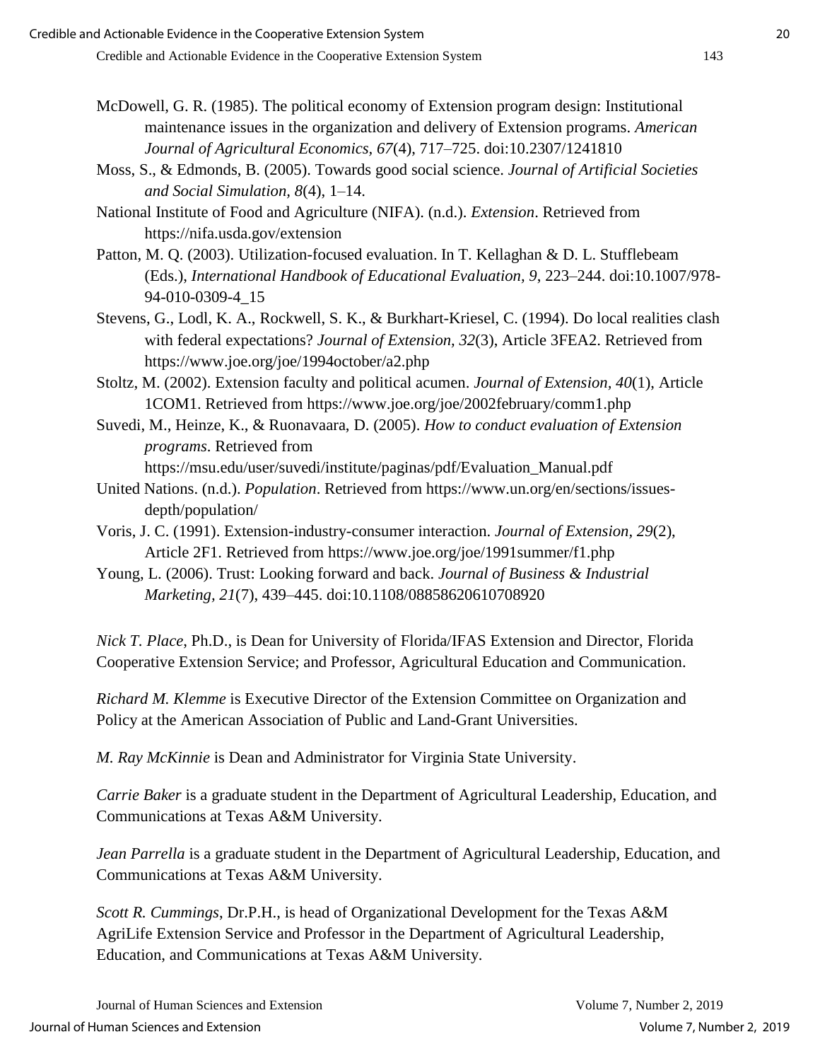McDowell, G. R. (1985). The political economy of Extension program design: Institutional maintenance issues in the organization and delivery of Extension programs. *American Journal of Agricultural Economics, 67*(4), 717–725. doi:10.2307/1241810

Moss, S., & Edmonds, B. (2005). Towards good social science. *Journal of Artificial Societies and Social Simulation, 8*(4), 1–14.

National Institute of Food and Agriculture (NIFA). (n.d.). *Extension*. Retrieved from https://nifa.usda.gov/extension

Patton, M. Q. (2003). Utilization-focused evaluation. In T. Kellaghan & D. L. Stufflebeam (Eds.), *International Handbook of Educational Evaluation, 9*, 223–244. doi:10.1007/978-94-010-0309-4_15

Stevens, G., Lodl, K. A., Rockwell, S. K., & Burkhart-Kriesel, C. (1994). Do local realities clash with federal expectations? *Journal of Extension, 32*(3), Article 3FEA2. Retrieved from https://www.joe.org/joe/1994october/a2.php

Stoltz, M. (2002). Extension faculty and political acumen. *Journal of Extension, 40*(1), Article 1COM1. Retrieved from https://www.joe.org/joe/2002february/comm1.php

Suvedi, M., Heinze, K., & Ruonavaara, D. (2005). *How to conduct evaluation of Extension programs*. Retrieved from https://msu.edu/user/suvedi/institute/paginas/pdf/Evaluation_Manual.pdf

United Nations. (n.d.). *Population*. Retrieved from https://www.un.org/en/sections/issues-depth/population/

Voris, J. C. (1991). Extension-industry-consumer interaction. *Journal of Extension, 29*(2), Article 2F1. Retrieved from https://www.joe.org/joe/1991summer/f1.php

Young, L. (2006). Trust: Looking forward and back. *Journal of Business & Industrial Marketing, 21*(7), 439–445. doi:10.1108/08858620610708920

*Nick T. Place*, Ph.D., is Dean for University of Florida/IFAS Extension and Director, Florida Cooperative Extension Service; and Professor, Agricultural Education and Communication.

*Richard M. Klemme* is Executive Director of the Extension Committee on Organization and Policy at the American Association of Public and Land-Grant Universities.

*M. Ray McKinnie* is Dean and Administrator for Virginia State University.

*Carrie Baker* is a graduate student in the Department of Agricultural Leadership, Education, and Communications at Texas A&M University.

*Jean Parrella* is a graduate student in the Department of Agricultural Leadership, Education, and Communications at Texas A&M University.

*Scott R. Cummings*, Dr.P.H., is head of Organizational Development for the Texas A&M AgriLife Extension Service and Professor in the Department of Agricultural Leadership, Education, and Communications at Texas A&M University.